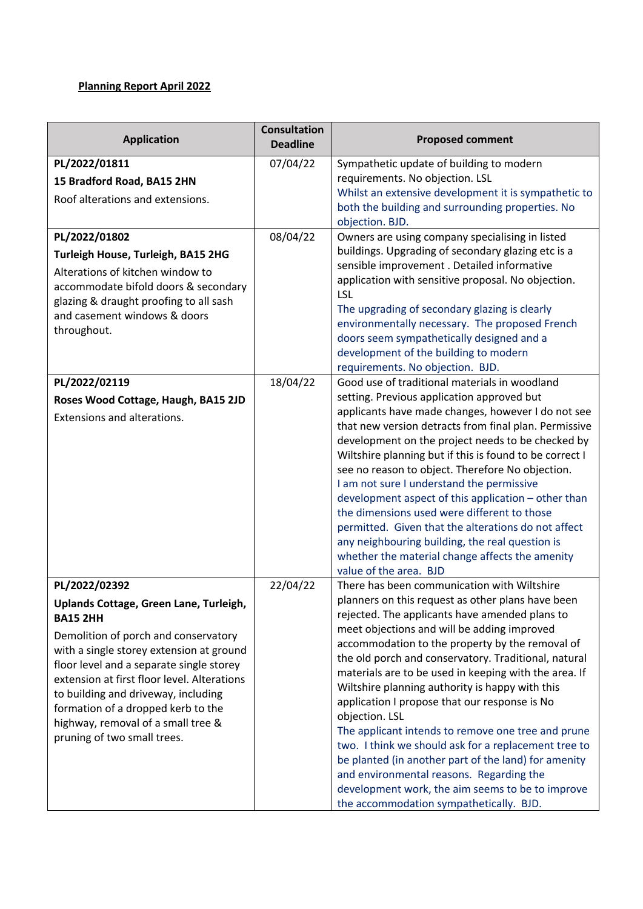**Planning Report April 2022**

| Application | Consultation Deadline | Proposed comment |
|---|---|---|
| **PL/2022/01811**<br>**15 Bradford Road, BA15 2HN**<br>Roof alterations and extensions. | 07/04/22 | Sympathetic update of building to modern requirements. No objection. LSL<br>Whilst an extensive development it is sympathetic to both the building and surrounding properties. No objection. BJD. |
| **PL/2022/01802**<br>**Turleigh House, Turleigh, BA15 2HG**<br>Alterations of kitchen window to accommodate bifold doors & secondary glazing & draught proofing to all sash and casement windows & doors throughout. | 08/04/22 | Owners are using company specialising in listed buildings. Upgrading of secondary glazing etc is a sensible improvement . Detailed informative application with sensitive proposal. No objection. LSL<br>The upgrading of secondary glazing is clearly environmentally necessary. The proposed French doors seem sympathetically designed and a development of the building to modern requirements. No objection. BJD. |
| **PL/2022/02119**<br>**Roses Wood Cottage, Haugh, BA15 2JD**<br>Extensions and alterations. | 18/04/22 | Good use of traditional materials in woodland setting. Previous application approved but applicants have made changes, however I do not see that new version detracts from final plan. Permissive development on the project needs to be checked by Wiltshire planning but if this is found to be correct I see no reason to object. Therefore No objection.<br>I am not sure I understand the permissive development aspect of this application – other than the dimensions used were different to those permitted. Given that the alterations do not affect any neighbouring building, the real question is whether the material change affects the amenity value of the area. BJD |
| **PL/2022/02392**<br>**Uplands Cottage, Green Lane, Turleigh, BA15 2HH**<br>Demolition of porch and conservatory with a single storey extension at ground floor level and a separate single storey extension at first floor level. Alterations to building and driveway, including formation of a dropped kerb to the highway, removal of a small tree & pruning of two small trees. | 22/04/22 | There has been communication with Wiltshire planners on this request as other plans have been rejected. The applicants have amended plans to meet objections and will be adding improved accommodation to the property by the removal of the old porch and conservatory. Traditional, natural materials are to be used in keeping with the area. If Wiltshire planning authority is happy with this application I propose that our response is No objection. LSL<br>The applicant intends to remove one tree and prune two. I think we should ask for a replacement tree to be planted (in another part of the land) for amenity and environmental reasons. Regarding the development work, the aim seems to be to improve the accommodation sympathetically. BJD. |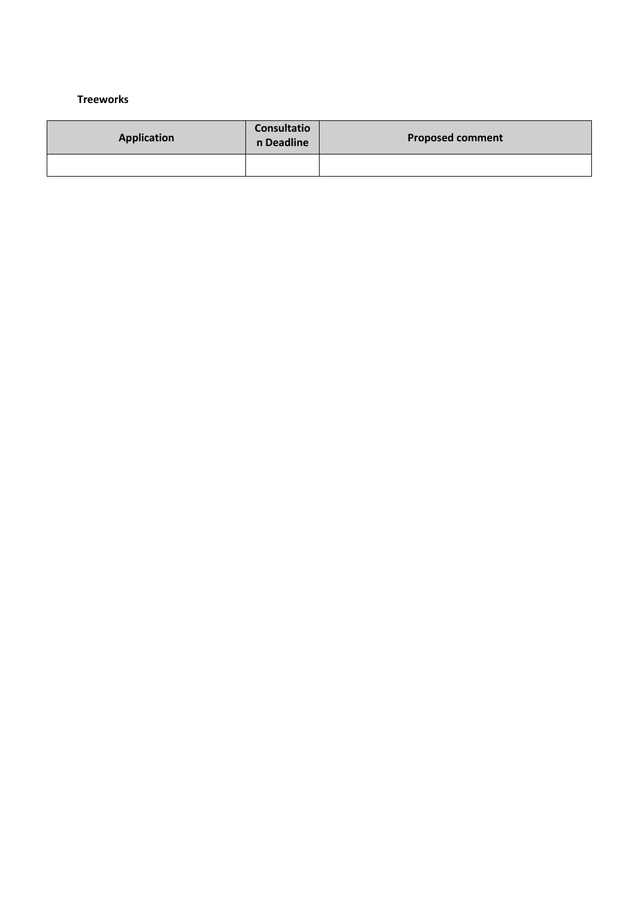**Treeworks**

| Application | Consultation Deadline | Proposed comment |
| --- | --- | --- |
| | | |